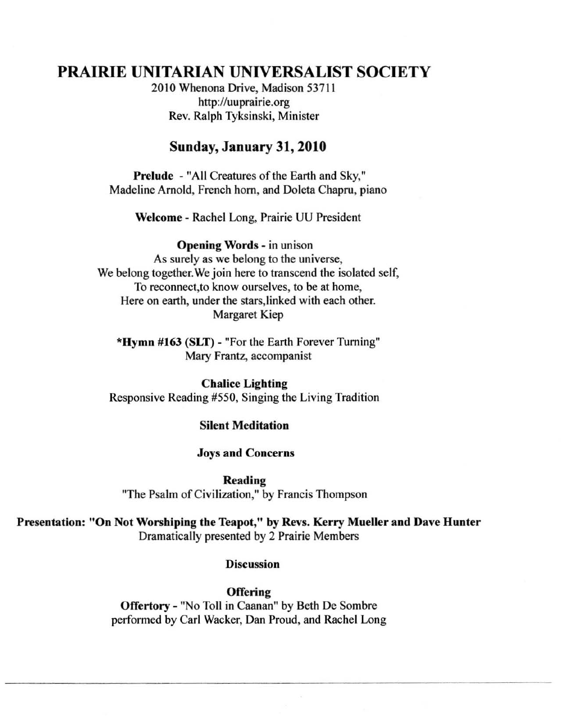# PRAIRIE UNITARIAN UNIVERSALIST SOCIETY

2010 Whenona Drive, Madison 53711
http://uuprairie.org
Rev. Ralph Tyksinski, Minister

## Sunday, January 31, 2010

**Prelude** - "All Creatures of the Earth and Sky,"
Madeline Arnold, French horn, and Doleta Chapru, piano

**Welcome** - Rachel Long, Prairie UU President

**Opening Words** - in unison
As surely as we belong to the universe,
We belong together.We join here to transcend the isolated self,
To reconnect,to know ourselves, to be at home,
Here on earth, under the stars,linked with each other.
Margaret Kiep

***Hymn #163 (SLT)** - "For the Earth Forever Turning"
Mary Frantz, accompanist

**Chalice Lighting**
Responsive Reading #550, Singing the Living Tradition

**Silent Meditation**

**Joys and Concerns**

**Reading**
"The Psalm of Civilization," by Francis Thompson

**Presentation: "On Not Worshiping the Teapot," by Revs. Kerry Mueller and Dave Hunter**
Dramatically presented by 2 Prairie Members

**Discussion**

**Offering**
**Offertory** - "No Toll in Caanan" by Beth De Sombre
performed by Carl Wacker, Dan Proud, and Rachel Long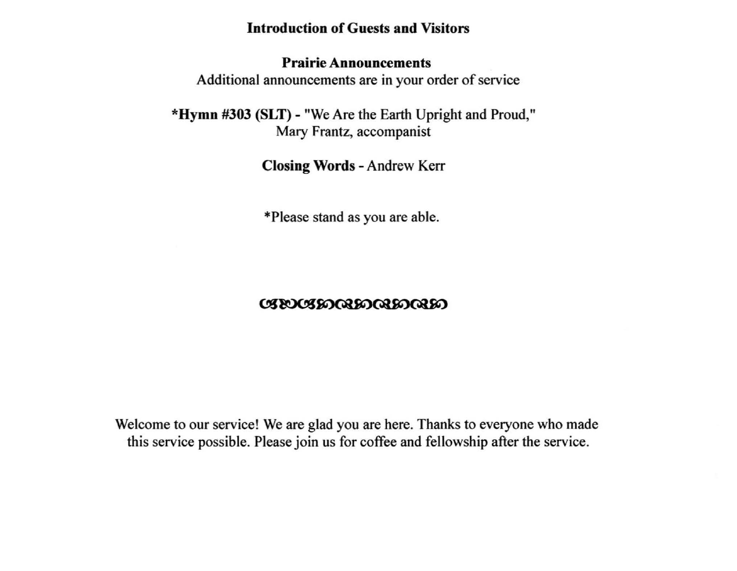**Introduction of Guests and Visitors**

**Prairie Announcements**
Additional announcements are in your order of service

***Hymn #303 (SLT) -** "We Are the Earth Upright and Proud,"
Mary Frantz, accompanist

**Closing Words -** Andrew Kerr

*Please stand as you are able.

Welcome to our service! We are glad you are here. Thanks to everyone who made this service possible. Please join us for coffee and fellowship after the service.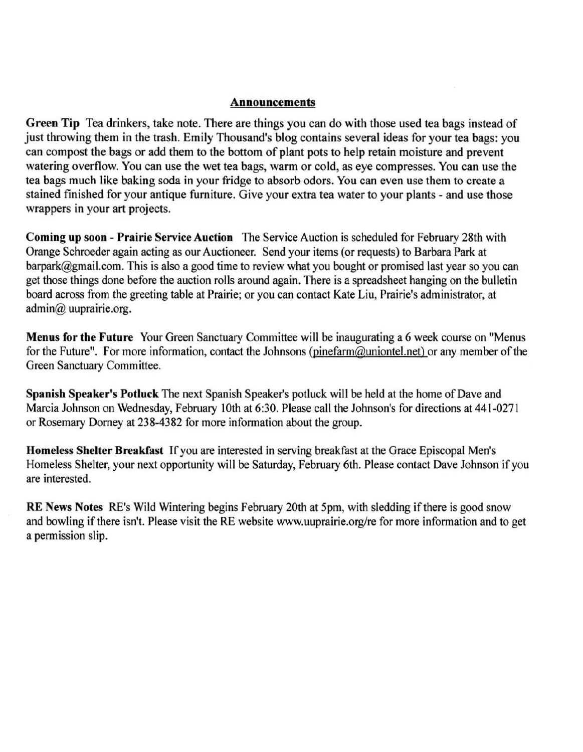## Announcements

**Green Tip** Tea drinkers, take note. There are things you can do with those used tea bags instead of just throwing them in the trash. Emily Thousand's blog contains several ideas for your tea bags: you can compost the bags or add them to the bottom of plant pots to help retain moisture and prevent watering overflow. You can use the wet tea bags, warm or cold, as eye compresses. You can use the tea bags much like baking soda in your fridge to absorb odors. You can even use them to create a stained finished for your antique furniture. Give your extra tea water to your plants - and use those wrappers in your art projects.

**Coming up soon - Prairie Service Auction** The Service Auction is scheduled for February 28th with Orange Schroeder again acting as our Auctioneer. Send your items (or requests) to Barbara Park at barpark@gmail.com. This is also a good time to review what you bought or promised last year so you can get those things done before the auction rolls around again. There is a spreadsheet hanging on the bulletin board across from the greeting table at Prairie; or you can contact Kate Liu, Prairie's administrator, at admin@ uuprairie.org.

**Menus for the Future** Your Green Sanctuary Committee will be inaugurating a 6 week course on "Menus for the Future". For more information, contact the Johnsons (pinefarm@uniontel.net) or any member of the Green Sanctuary Committee.

**Spanish Speaker's Potluck** The next Spanish Speaker's potluck will be held at the home of Dave and Marcia Johnson on Wednesday, February 10th at 6:30. Please call the Johnson's for directions at 441-0271 or Rosemary Dorney at 238-4382 for more information about the group.

**Homeless Shelter Breakfast** If you are interested in serving breakfast at the Grace Episcopal Men's Homeless Shelter, your next opportunity will be Saturday, February 6th. Please contact Dave Johnson if you are interested.

**RE News Notes** RE's Wild Wintering begins February 20th at 5pm, with sledding if there is good snow and bowling if there isn't. Please visit the RE website www.uuprairie.org/re for more information and to get a permission slip.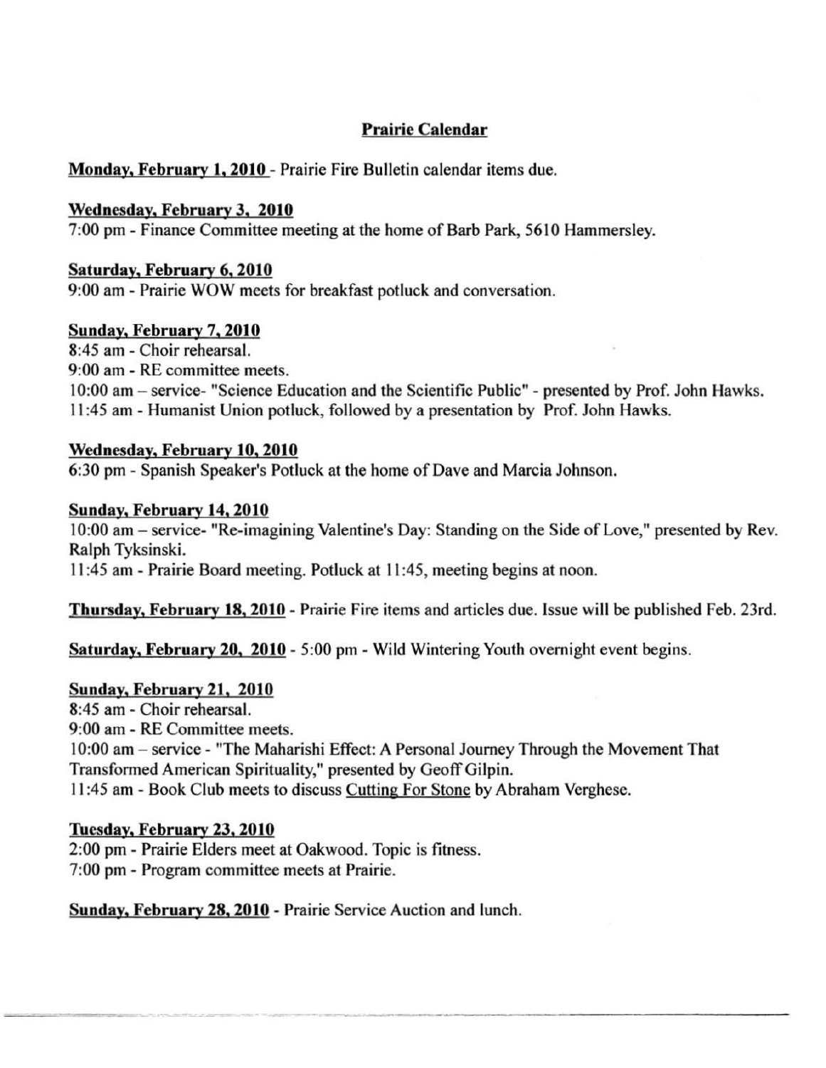## Prairie Calendar

**Monday, February 1, 2010** - Prairie Fire Bulletin calendar items due.

**Wednesday, February 3, 2010**

7:00 pm - Finance Committee meeting at the home of Barb Park, 5610 Hammersley.

**Saturday, February 6, 2010**

9:00 am - Prairie WOW meets for breakfast potluck and conversation.

**Sunday, February 7, 2010**

8:45 am - Choir rehearsal.

9:00 am - RE committee meets.

10:00 am – service- "Science Education and the Scientific Public" - presented by Prof. John Hawks.

11:45 am - Humanist Union potluck, followed by a presentation by Prof. John Hawks.

**Wednesday, February 10, 2010**

6:30 pm - Spanish Speaker's Potluck at the home of Dave and Marcia Johnson.

**Sunday, February 14, 2010**

10:00 am – service- "Re-imagining Valentine's Day: Standing on the Side of Love," presented by Rev. Ralph Tyksinski.

11:45 am - Prairie Board meeting. Potluck at 11:45, meeting begins at noon.

**Thursday, February 18, 2010** - Prairie Fire items and articles due. Issue will be published Feb. 23rd.

**Saturday, February 20, 2010** - 5:00 pm - Wild Wintering Youth overnight event begins.

**Sunday, February 21, 2010**

8:45 am - Choir rehearsal.

9:00 am - RE Committee meets.

10:00 am – service - "The Maharishi Effect: A Personal Journey Through the Movement That Transformed American Spirituality," presented by Geoff Gilpin.

11:45 am - Book Club meets to discuss Cutting For Stone by Abraham Verghese.

**Tuesday, February 23, 2010**

2:00 pm - Prairie Elders meet at Oakwood. Topic is fitness.

7:00 pm - Program committee meets at Prairie.

**Sunday, February 28, 2010** - Prairie Service Auction and lunch.